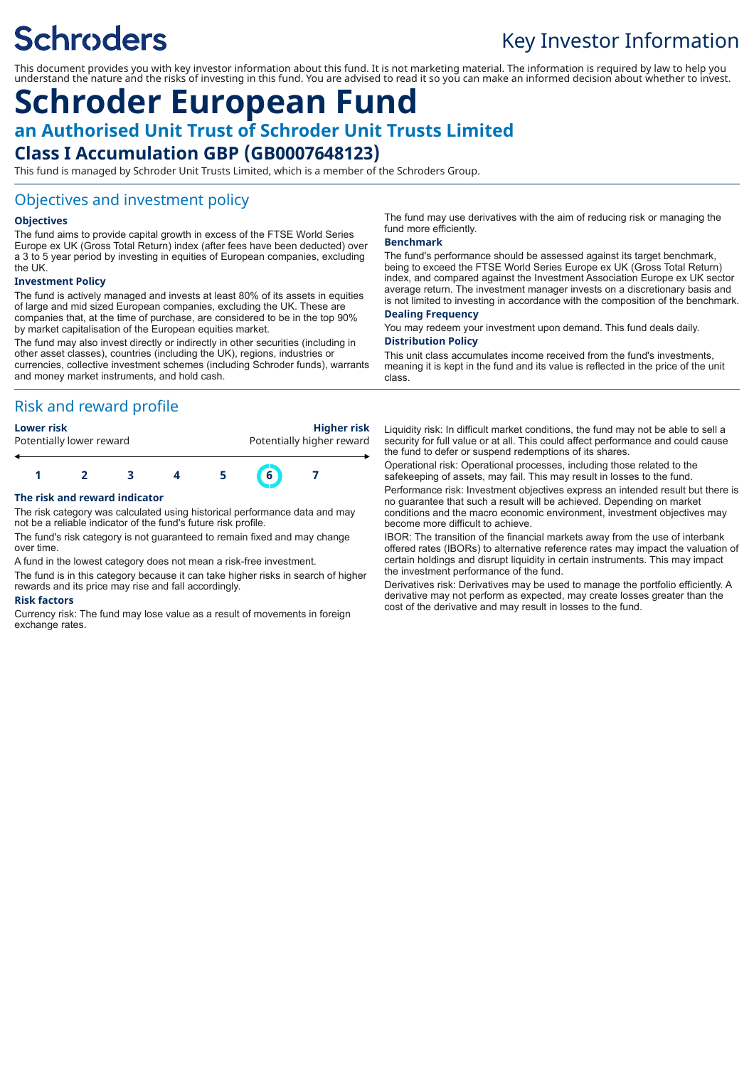# Schroders

Key Investor Information

This document provides you with key investor information about this fund. It is not marketing material. The information is required by law to help you understand the nature and the risks of investing in this fund. You are advised to read it so you can make an informed decision about whether to invest.

# Schroder European Fund

## an Authorised Unit Trust of Schroder Unit Trusts Limited

## Class I Accumulation GBP (GB0007648123)

This fund is managed by Schroder Unit Trusts Limited, which is a member of the Schroders Group.

## Objectives and investment policy

### Objectives

The fund aims to provide capital growth in excess of the FTSE World Series Europe ex UK (Gross Total Return) index (after fees have been deducted) over a 3 to 5 year period by investing in equities of European companies, excluding the UK.

### Investment Policy

The fund is actively managed and invests at least 80% of its assets in equities of large and mid sized European companies, excluding the UK. These are companies that, at the time of purchase, are considered to be in the top 90% by market capitalisation of the European equities market.

The fund may also invest directly or indirectly in other securities (including in other asset classes), countries (including the UK), regions, industries or currencies, collective investment schemes (including Schroder funds), warrants and money market instruments, and hold cash.

The fund may use derivatives with the aim of reducing risk or managing the fund more efficiently.

### Benchmark

The fund's performance should be assessed against its target benchmark, being to exceed the FTSE World Series Europe ex UK (Gross Total Return) index, and compared against the Investment Association Europe ex UK sector average return. The investment manager invests on a discretionary basis and is not limited to investing in accordance with the composition of the benchmark.

### Dealing Frequency

You may redeem your investment upon demand. This fund deals daily.

### Distribution Policy

This unit class accumulates income received from the fund's investments, meaning it is kept in the fund and its value is reflected in the price of the unit class.

## Risk and reward profile

| **Lower risk** | | | | | | **Higher risk** |
|---|---|---|---|---|---|---|
| Potentially lower reward | | | | | | Potentially higher reward |
| 1 | 2 | 3 | 4 | 5 | **6** | 7 |

### The risk and reward indicator

The risk category was calculated using historical performance data and may not be a reliable indicator of the fund's future risk profile.

The fund's risk category is not guaranteed to remain fixed and may change over time.

A fund in the lowest category does not mean a risk-free investment.

The fund is in this category because it can take higher risks in search of higher rewards and its price may rise and fall accordingly.

### Risk factors

Currency risk: The fund may lose value as a result of movements in foreign exchange rates.

Liquidity risk: In difficult market conditions, the fund may not be able to sell a security for full value or at all. This could affect performance and could cause the fund to defer or suspend redemptions of its shares.

Operational risk: Operational processes, including those related to the safekeeping of assets, may fail. This may result in losses to the fund.

Performance risk: Investment objectives express an intended result but there is no guarantee that such a result will be achieved. Depending on market conditions and the macro economic environment, investment objectives may become more difficult to achieve.

IBOR: The transition of the financial markets away from the use of interbank offered rates (IBORs) to alternative reference rates may impact the valuation of certain holdings and disrupt liquidity in certain instruments. This may impact the investment performance of the fund.

Derivatives risk: Derivatives may be used to manage the portfolio efficiently. A derivative may not perform as expected, may create losses greater than the cost of the derivative and may result in losses to the fund.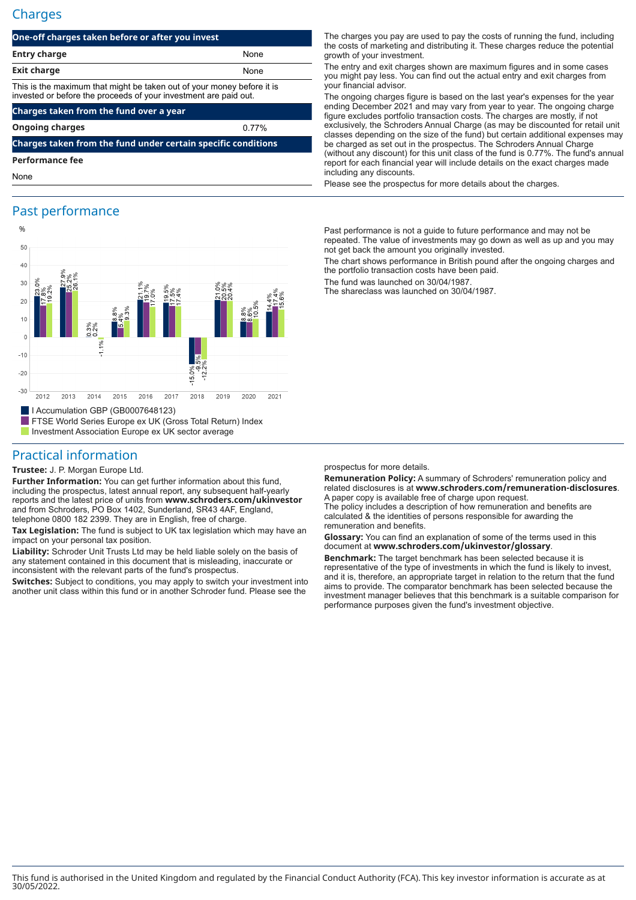## Charges

| One-off charges taken before or after you invest | |
|---|---|
| **Entry charge** | None |
| **Exit charge** | None |
| This is the maximum that might be taken out of your money before it is invested or before the proceeds of your investment are paid out. | |
| **Charges taken from the fund over a year** | |
| **Ongoing charges** | 0.77% |
| **Charges taken from the fund under certain specific conditions** | |
| **Performance fee** | |
| None | |

The charges you pay are used to pay the costs of running the fund, including the costs of marketing and distributing it. These charges reduce the potential growth of your investment.

The entry and exit charges shown are maximum figures and in some cases you might pay less. You can find out the actual entry and exit charges from your financial advisor.

The ongoing charges figure is based on the last year's expenses for the year ending December 2021 and may vary from year to year. The ongoing charge figure excludes portfolio transaction costs. The charges are mostly, if not exclusively, the Schroders Annual Charge (as may be discounted for retail unit classes depending on the size of the fund) but certain additional expenses may be charged as set out in the prospectus. The Schroders Annual Charge (without any discount) for this unit class of the fund is 0.77%. The fund's annual report for each financial year will include details on the exact charges made including any discounts.

Please see the prospectus for more details about the charges.

## Past performance

%

50
40
30
20
10
0
-10
-20
-30

2012: 23.0% 17.8% 19.2%
2013: 27.9% 25.2% 26.1%
2014: 0.3% 0.2% -1.1%
2015: 8.8% 5.4% 9.3%
2016: 21.1% 19.7% 17.0%
2017: 19.5% 17.5% 17.4%
2018: -15.0% -9.5% -12.2%
2019: 21.0% 20.5% 20.4%
2020: 8.8% 8.6% 10.5%
2021: 14.4% 17.4% 15.6%

I Accumulation GBP (GB0007648123)
FTSE World Series Europe ex UK (Gross Total Return) Index
Investment Association Europe ex UK sector average

Past performance is not a guide to future performance and may not be repeated. The value of investments may go down as well as up and you may not get back the amount you originally invested.

The chart shows performance in British pound after the ongoing charges and the portfolio transaction costs have been paid.

The fund was launched on 30/04/1987.
The shareclass was launched on 30/04/1987.

## Practical information

**Trustee:** J. P. Morgan Europe Ltd.

**Further Information:** You can get further information about this fund, including the prospectus, latest annual report, any subsequent half-yearly reports and the latest price of units from **www.schroders.com/ukinvestor** and from Schroders, PO Box 1402, Sunderland, SR43 4AF, England, telephone 0800 182 2399. They are in English, free of charge.

**Tax Legislation:** The fund is subject to UK tax legislation which may have an impact on your personal tax position.

**Liability:** Schroder Unit Trusts Ltd may be held liable solely on the basis of any statement contained in this document that is misleading, inaccurate or inconsistent with the relevant parts of the fund's prospectus.

**Switches:** Subject to conditions, you may apply to switch your investment into another unit class within this fund or in another Schroder fund. Please see the prospectus for more details.

**Remuneration Policy:** A summary of Schroders' remuneration policy and related disclosures is at **www.schroders.com/remuneration-disclosures**. A paper copy is available free of charge upon request.
The policy includes a description of how remuneration and benefits are calculated & the identities of persons responsible for awarding the remuneration and benefits.

**Glossary:** You can find an explanation of some of the terms used in this document at **www.schroders.com/ukinvestor/glossary**.

**Benchmark:** The target benchmark has been selected because it is representative of the type of investments in which the fund is likely to invest, and it is, therefore, an appropriate target in relation to the return that the fund aims to provide. The comparator benchmark has been selected because the investment manager believes that this benchmark is a suitable comparison for performance purposes given the fund's investment objective.

This fund is authorised in the United Kingdom and regulated by the Financial Conduct Authority (FCA). This key investor information is accurate as at 30/05/2022.